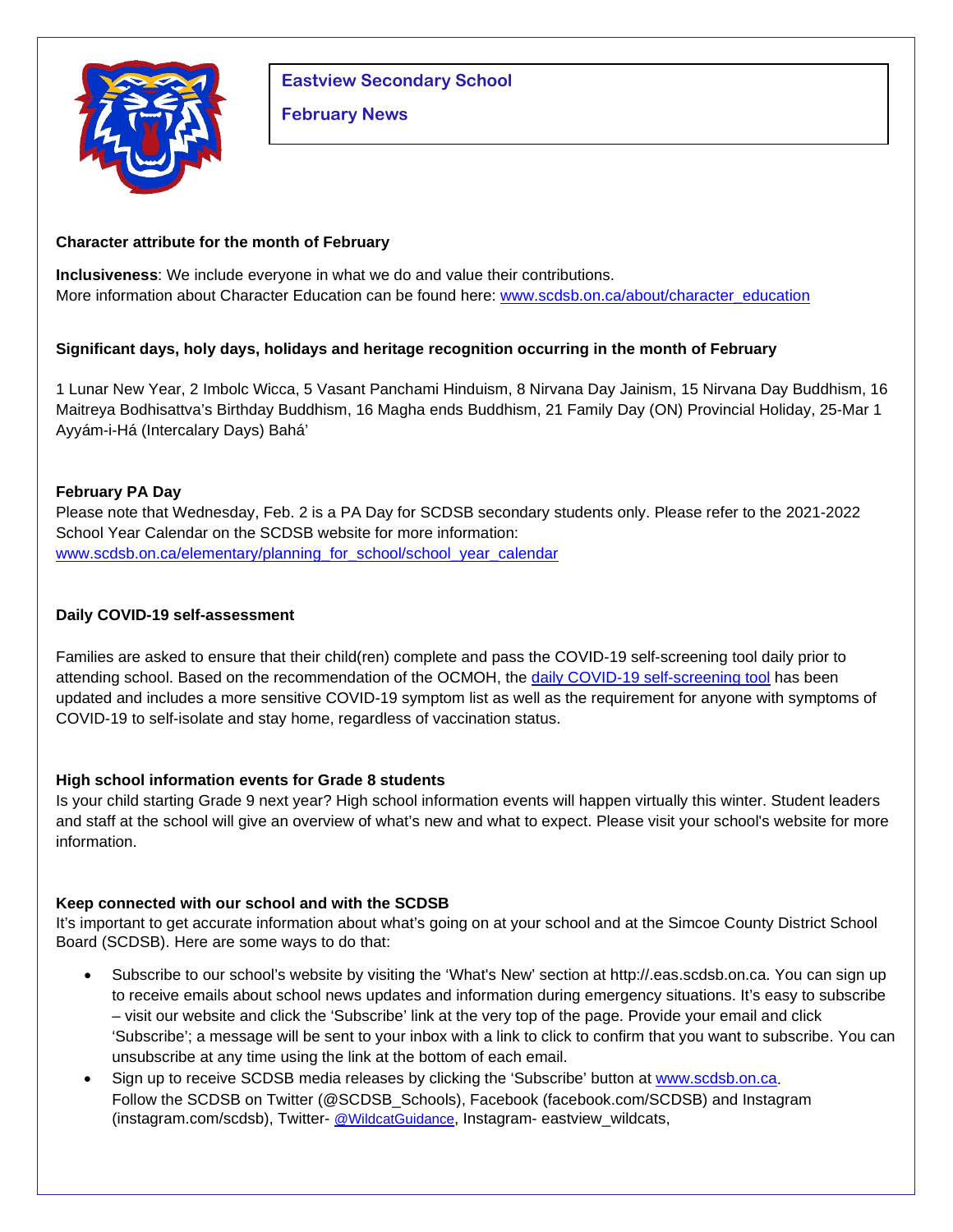# Eastview Secondary School

## February News

**Character attribute for the month of February**

**Inclusiveness**: We include everyone in what we do and value their contributions.
More information about Character Education can be found here: [www.scdsb.on.ca/about/character_education](www.scdsb.on.ca/about/character_education)

**Significant days, holy days, holidays and heritage recognition occurring in the month of February**

1 Lunar New Year, 2 Imbolc Wicca, 5 Vasant Panchami Hinduism, 8 Nirvana Day Jainism, 15 Nirvana Day Buddhism, 16 Maitreya Bodhisattva's Birthday Buddhism, 16 Magha ends Buddhism, 21 Family Day (ON) Provincial Holiday, 25-Mar 1 Ayyám-i-Há (Intercalary Days) Bahá'

**February PA Day**

Please note that Wednesday, Feb. 2 is a PA Day for SCDSB secondary students only. Please refer to the 2021-2022 School Year Calendar on the SCDSB website for more information: [www.scdsb.on.ca/elementary/planning_for_school/school_year_calendar](www.scdsb.on.ca/elementary/planning_for_school/school_year_calendar)

**Daily COVID-19 self-assessment**

Families are asked to ensure that their child(ren) complete and pass the COVID-19 self-screening tool daily prior to attending school. Based on the recommendation of the OCMOH, the daily COVID-19 self-screening tool has been updated and includes a more sensitive COVID-19 symptom list as well as the requirement for anyone with symptoms of COVID-19 to self-isolate and stay home, regardless of vaccination status.

**High school information events for Grade 8 students**

Is your child starting Grade 9 next year? High school information events will happen virtually this winter. Student leaders and staff at the school will give an overview of what's new and what to expect. Please visit your school's website for more information.

**Keep connected with our school and with the SCDSB**

It's important to get accurate information about what's going on at your school and at the Simcoe County District School Board (SCDSB). Here are some ways to do that:

- Subscribe to our school's website by visiting the 'What's New' section at http://.eas.scdsb.on.ca. You can sign up to receive emails about school news updates and information during emergency situations. It's easy to subscribe – visit our website and click the 'Subscribe' link at the very top of the page. Provide your email and click 'Subscribe'; a message will be sent to your inbox with a link to click to confirm that you want to subscribe. You can unsubscribe at any time using the link at the bottom of each email.
- Sign up to receive SCDSB media releases by clicking the 'Subscribe' button at [www.scdsb.on.ca](www.scdsb.on.ca).
  Follow the SCDSB on Twitter (@SCDSB_Schools), Facebook (facebook.com/SCDSB) and Instagram (instagram.com/scdsb), Twitter- @WildcatGuidance, Instagram- eastview_wildcats,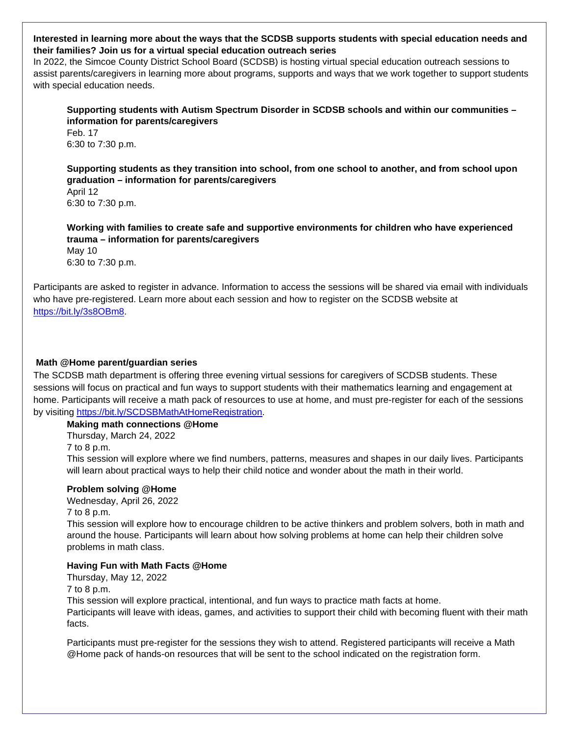**Interested in learning more about the ways that the SCDSB supports students with special education needs and their families? Join us for a virtual special education outreach series**

In 2022, the Simcoe County District School Board (SCDSB) is hosting virtual special education outreach sessions to assist parents/caregivers in learning more about programs, supports and ways that we work together to support students with special education needs.

**Supporting students with Autism Spectrum Disorder in SCDSB schools and within our communities – information for parents/caregivers**
Feb. 17
6:30 to 7:30 p.m.

**Supporting students as they transition into school, from one school to another, and from school upon graduation – information for parents/caregivers**
April 12
6:30 to 7:30 p.m.

**Working with families to create safe and supportive environments for children who have experienced trauma – information for parents/caregivers**
May 10
6:30 to 7:30 p.m.

Participants are asked to register in advance. Information to access the sessions will be shared via email with individuals who have pre-registered. Learn more about each session and how to register on the SCDSB website at [https://bit.ly/3s8OBm8](https://bit.ly/3s8OBm8).

**Math @Home parent/guardian series**

The SCDSB math department is offering three evening virtual sessions for caregivers of SCDSB students. These sessions will focus on practical and fun ways to support students with their mathematics learning and engagement at home. Participants will receive a math pack of resources to use at home, and must pre-register for each of the sessions by visiting [https://bit.ly/SCDSBMathAtHomeRegistration](https://bit.ly/SCDSBMathAtHomeRegistration).

**Making math connections @Home**
Thursday, March 24, 2022
7 to 8 p.m.
This session will explore where we find numbers, patterns, measures and shapes in our daily lives. Participants will learn about practical ways to help their child notice and wonder about the math in their world.

**Problem solving @Home**
Wednesday, April 26, 2022
7 to 8 p.m.
This session will explore how to encourage children to be active thinkers and problem solvers, both in math and around the house. Participants will learn about how solving problems at home can help their children solve problems in math class.

**Having Fun with Math Facts @Home**
Thursday, May 12, 2022
7 to 8 p.m.
This session will explore practical, intentional, and fun ways to practice math facts at home.
Participants will leave with ideas, games, and activities to support their child with becoming fluent with their math facts.

Participants must pre-register for the sessions they wish to attend. Registered participants will receive a Math @Home pack of hands-on resources that will be sent to the school indicated on the registration form.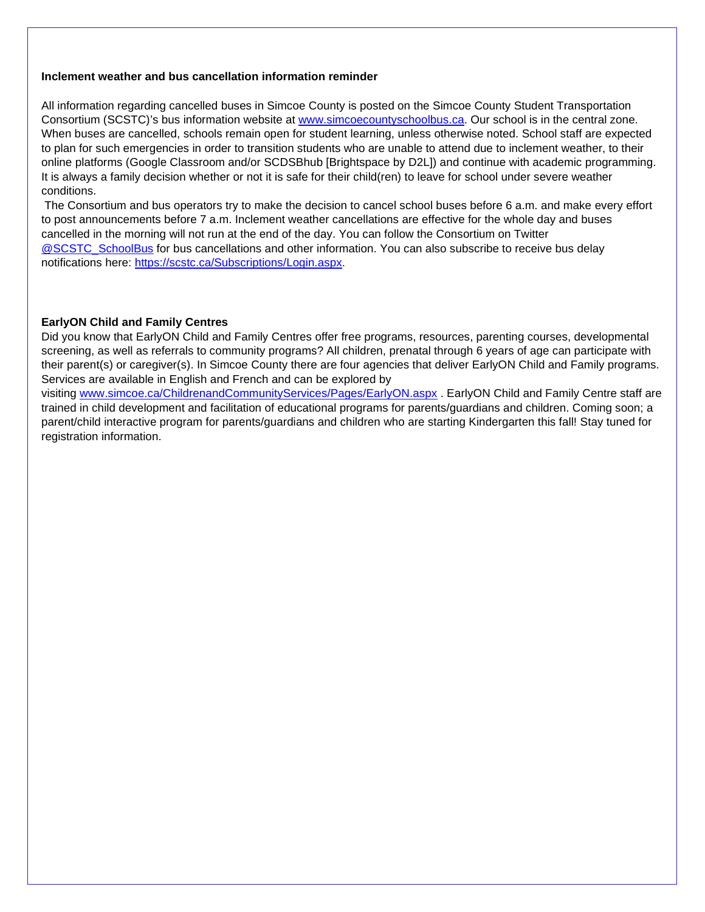**Inclement weather and bus cancellation information reminder**

All information regarding cancelled buses in Simcoe County is posted on the Simcoe County Student Transportation Consortium (SCSTC)'s bus information website at www.simcoecountyschoolbus.ca. Our school is in the central zone. When buses are cancelled, schools remain open for student learning, unless otherwise noted. School staff are expected to plan for such emergencies in order to transition students who are unable to attend due to inclement weather, to their online platforms (Google Classroom and/or SCDSBhub [Brightspace by D2L]) and continue with academic programming. It is always a family decision whether or not it is safe for their child(ren) to leave for school under severe weather conditions.

The Consortium and bus operators try to make the decision to cancel school buses before 6 a.m. and make every effort to post announcements before 7 a.m. Inclement weather cancellations are effective for the whole day and buses cancelled in the morning will not run at the end of the day. You can follow the Consortium on Twitter @SCSTC_SchoolBus for bus cancellations and other information. You can also subscribe to receive bus delay notifications here: https://scstc.ca/Subscriptions/Login.aspx.

**EarlyON Child and Family Centres**

Did you know that EarlyON Child and Family Centres offer free programs, resources, parenting courses, developmental screening, as well as referrals to community programs? All children, prenatal through 6 years of age can participate with their parent(s) or caregiver(s). In Simcoe County there are four agencies that deliver EarlyON Child and Family programs. Services are available in English and French and can be explored by visiting www.simcoe.ca/ChildrenandCommunityServices/Pages/EarlyON.aspx . EarlyON Child and Family Centre staff are trained in child development and facilitation of educational programs for parents/guardians and children. Coming soon; a parent/child interactive program for parents/guardians and children who are starting Kindergarten this fall! Stay tuned for registration information.